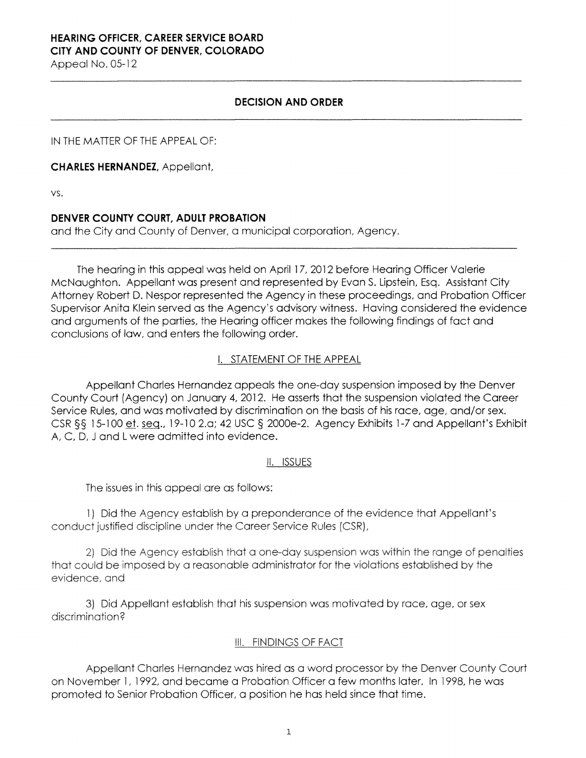**HEARING OFFICER, CAREER SERVICE BOARD**
**CITY AND COUNTY OF DENVER, COLORADO**
Appeal No. 05-12

---

## DECISION AND ORDER

---

IN THE MATTER OF THE APPEAL OF:

**CHARLES HERNANDEZ,** Appellant,

vs.

**DENVER COUNTY COURT, ADULT PROBATION**
and the City and County of Denver, a municipal corporation, Agency.

---

The hearing in this appeal was held on April 17, 2012 before Hearing Officer Valerie McNaughton. Appellant was present and represented by Evan S. Lipstein, Esq. Assistant City Attorney Robert D. Nespor represented the Agency in these proceedings, and Probation Officer Supervisor Anita Klein served as the Agency's advisory witness. Having considered the evidence and arguments of the parties, the Hearing officer makes the following findings of fact and conclusions of law, and enters the following order.

### I. STATEMENT OF THE APPEAL

Appellant Charles Hernandez appeals the one-day suspension imposed by the Denver County Court (Agency) on January 4, 2012. He asserts that the suspension violated the Career Service Rules, and was motivated by discrimination on the basis of his race, age, and/or sex. CSR §§ 15-100 et. seq., 19-10 2.a; 42 USC § 2000e-2. Agency Exhibits 1-7 and Appellant's Exhibit A, C, D, J and L were admitted into evidence.

### II. ISSUES

The issues in this appeal are as follows:

1) Did the Agency establish by a preponderance of the evidence that Appellant's conduct justified discipline under the Career Service Rules (CSR),

2) Did the Agency establish that a one-day suspension was within the range of penalties that could be imposed by a reasonable administrator for the violations established by the evidence, and

3) Did Appellant establish that his suspension was motivated by race, age, or sex discrimination?

### III. FINDINGS OF FACT

Appellant Charles Hernandez was hired as a word processor by the Denver County Court on November 1, 1992, and became a Probation Officer a few months later. In 1998, he was promoted to Senior Probation Officer, a position he has held since that time.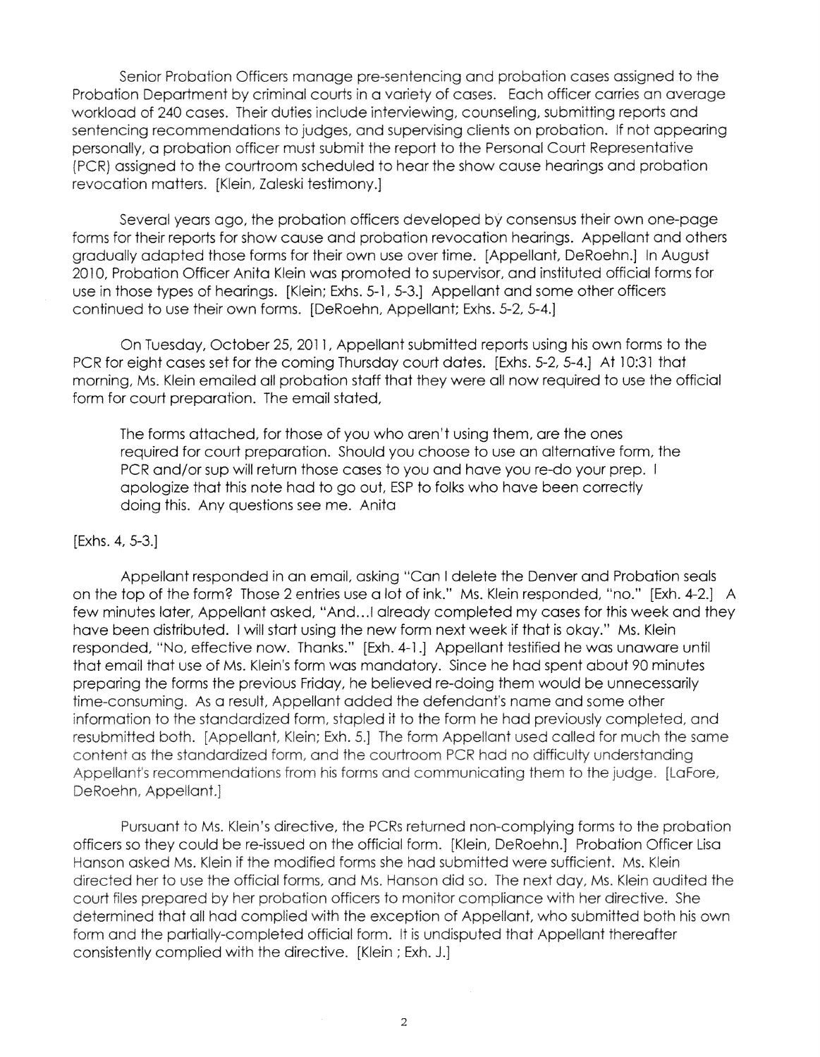Senior Probation Officers manage pre-sentencing and probation cases assigned to the Probation Department by criminal courts in a variety of cases. Each officer carries an average workload of 240 cases. Their duties include interviewing, counseling, submitting reports and sentencing recommendations to judges, and supervising clients on probation. If not appearing personally, a probation officer must submit the report to the Personal Court Representative (PCR) assigned to the courtroom scheduled to hear the show cause hearings and probation revocation matters. [Klein, Zaleski testimony.]

Several years ago, the probation officers developed by consensus their own one-page forms for their reports for show cause and probation revocation hearings. Appellant and others gradually adapted those forms for their own use over time. [Appellant, DeRoehn.] In August 2010, Probation Officer Anita Klein was promoted to supervisor, and instituted official forms for use in those types of hearings. [Klein; Exhs. 5-1, 5-3.] Appellant and some other officers continued to use their own forms. [DeRoehn, Appellant; Exhs. 5-2, 5-4.]

On Tuesday, October 25, 2011, Appellant submitted reports using his own forms to the PCR for eight cases set for the coming Thursday court dates. [Exhs. 5-2, 5-4.] At 10:31 that morning, Ms. Klein emailed all probation staff that they were all now required to use the official form for court preparation. The email stated,

> The forms attached, for those of you who aren't using them, are the ones required for court preparation. Should you choose to use an alternative form, the PCR and/or sup will return those cases to you and have you re-do your prep. I apologize that this note had to go out, ESP to folks who have been correctly doing this. Any questions see me. Anita

[Exhs. 4, 5-3.]

Appellant responded in an email, asking "Can I delete the Denver and Probation seals on the top of the form? Those 2 entries use a lot of ink." Ms. Klein responded, "no." [Exh. 4-2.] A few minutes later, Appellant asked, "And...I already completed my cases for this week and they have been distributed. I will start using the new form next week if that is okay." Ms. Klein responded, "No, effective now. Thanks." [Exh. 4-1.] Appellant testified he was unaware until that email that use of Ms. Klein's form was mandatory. Since he had spent about 90 minutes preparing the forms the previous Friday, he believed re-doing them would be unnecessarily time-consuming. As a result, Appellant added the defendant's name and some other information to the standardized form, stapled it to the form he had previously completed, and resubmitted both. [Appellant, Klein; Exh. 5.] The form Appellant used called for much the same content as the standardized form, and the courtroom PCR had no difficulty understanding Appellant's recommendations from his forms and communicating them to the judge. [LaFore, DeRoehn, Appellant.]

Pursuant to Ms. Klein's directive, the PCRs returned non-complying forms to the probation officers so they could be re-issued on the official form. [Klein, DeRoehn.] Probation Officer Lisa Hanson asked Ms. Klein if the modified forms she had submitted were sufficient. Ms. Klein directed her to use the official forms, and Ms. Hanson did so. The next day, Ms. Klein audited the court files prepared by her probation officers to monitor compliance with her directive. She determined that all had complied with the exception of Appellant, who submitted both his own form and the partially-completed official form. It is undisputed that Appellant thereafter consistently complied with the directive. [Klein ; Exh. J.]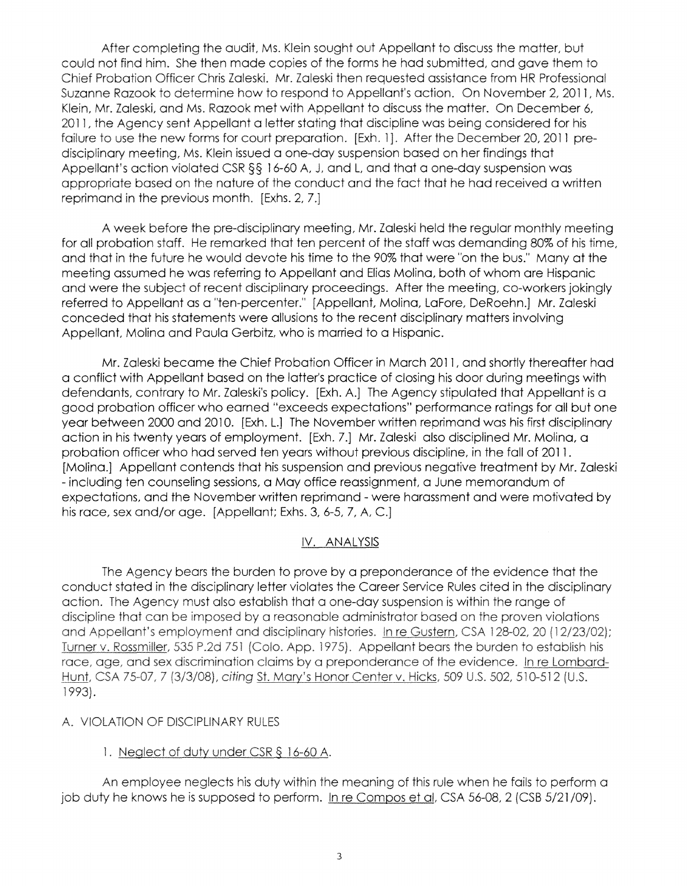After completing the audit, Ms. Klein sought out Appellant to discuss the matter, but could not find him. She then made copies of the forms he had submitted, and gave them to Chief Probation Officer Chris Zaleski. Mr. Zaleski then requested assistance from HR Professional Suzanne Razook to determine how to respond to Appellant's action. On November 2, 2011, Ms. Klein, Mr. Zaleski, and Ms. Razook met with Appellant to discuss the matter. On December 6, 2011, the Agency sent Appellant a letter stating that discipline was being considered for his failure to use the new forms for court preparation. [Exh. 1]. After the December 20, 2011 pre-disciplinary meeting, Ms. Klein issued a one-day suspension based on her findings that Appellant's action violated CSR §§ 16-60 A, J, and L, and that a one-day suspension was appropriate based on the nature of the conduct and the fact that he had received a written reprimand in the previous month. [Exhs. 2, 7.]

A week before the pre-disciplinary meeting, Mr. Zaleski held the regular monthly meeting for all probation staff. He remarked that ten percent of the staff was demanding 80% of his time, and that in the future he would devote his time to the 90% that were "on the bus." Many at the meeting assumed he was referring to Appellant and Elias Molina, both of whom are Hispanic and were the subject of recent disciplinary proceedings. After the meeting, co-workers jokingly referred to Appellant as a "ten-percenter." [Appellant, Molina, LaFore, DeRoehn.] Mr. Zaleski conceded that his statements were allusions to the recent disciplinary matters involving Appellant, Molina and Paula Gerbitz, who is married to a Hispanic.

Mr. Zaleski became the Chief Probation Officer in March 2011, and shortly thereafter had a conflict with Appellant based on the latter's practice of closing his door during meetings with defendants, contrary to Mr. Zaleski's policy. [Exh. A.] The Agency stipulated that Appellant is a good probation officer who earned "exceeds expectations" performance ratings for all but one year between 2000 and 2010. [Exh. L.] The November written reprimand was his first disciplinary action in his twenty years of employment. [Exh. 7.] Mr. Zaleski also disciplined Mr. Molina, a probation officer who had served ten years without previous discipline, in the fall of 2011. [Molina.] Appellant contends that his suspension and previous negative treatment by Mr. Zaleski - including ten counseling sessions, a May office reassignment, a June memorandum of expectations, and the November written reprimand - were harassment and were motivated by his race, sex and/or age. [Appellant; Exhs. 3, 6-5, 7, A, C.]

## IV. ANALYSIS

The Agency bears the burden to prove by a preponderance of the evidence that the conduct stated in the disciplinary letter violates the Career Service Rules cited in the disciplinary action. The Agency must also establish that a one-day suspension is within the range of discipline that can be imposed by a reasonable administrator based on the proven violations and Appellant's employment and disciplinary histories. In re Gustern, CSA 128-02, 20 (12/23/02); Turner v. Rossmiller, 535 P.2d 751 (Colo. App. 1975). Appellant bears the burden to establish his race, age, and sex discrimination claims by a preponderance of the evidence. In re Lombard-Hunt, CSA 75-07, 7 (3/3/08), *citing* St. Mary's Honor Center v. Hicks, 509 U.S. 502, 510-512 (U.S. 1993).

### A. VIOLATION OF DISCIPLINARY RULES

#### 1. Neglect of duty under CSR § 16-60 A.

An employee neglects his duty within the meaning of this rule when he fails to perform a job duty he knows he is supposed to perform. In re Compos et al, CSA 56-08, 2 (CSB 5/21/09).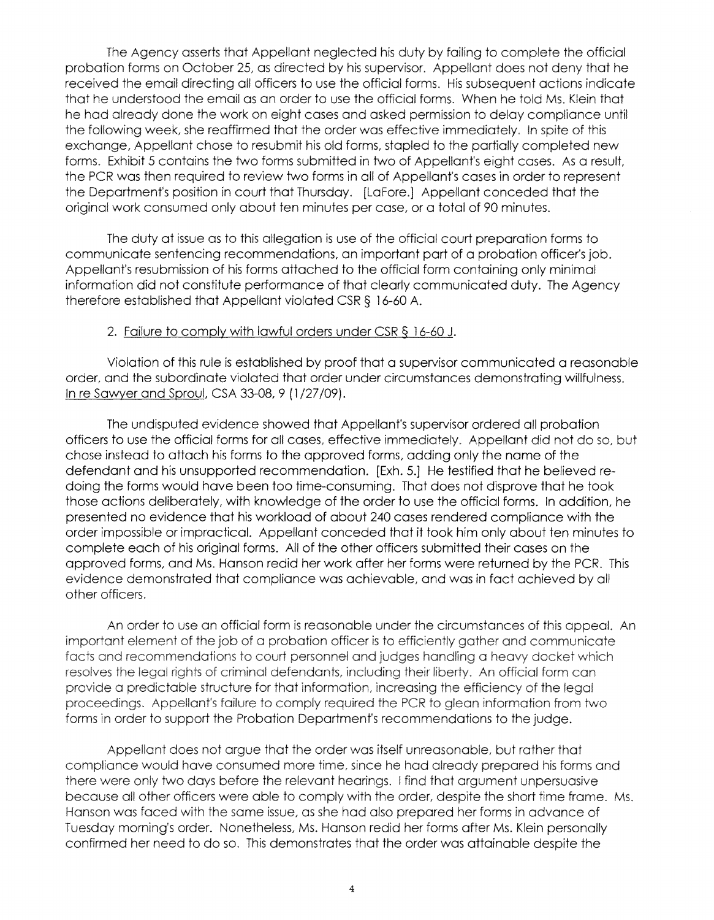The Agency asserts that Appellant neglected his duty by failing to complete the official probation forms on October 25, as directed by his supervisor. Appellant does not deny that he received the email directing all officers to use the official forms. His subsequent actions indicate that he understood the email as an order to use the official forms. When he told Ms. Klein that he had already done the work on eight cases and asked permission to delay compliance until the following week, she reaffirmed that the order was effective immediately. In spite of this exchange, Appellant chose to resubmit his old forms, stapled to the partially completed new forms. Exhibit 5 contains the two forms submitted in two of Appellant's eight cases. As a result, the PCR was then required to review two forms in all of Appellant's cases in order to represent the Department's position in court that Thursday. [LaFore.] Appellant conceded that the original work consumed only about ten minutes per case, or a total of 90 minutes.

The duty at issue as to this allegation is use of the official court preparation forms to communicate sentencing recommendations, an important part of a probation officer's job. Appellant's resubmission of his forms attached to the official form containing only minimal information did not constitute performance of that clearly communicated duty. The Agency therefore established that Appellant violated CSR § 16-60 A.

2. Failure to comply with lawful orders under CSR § 16-60 J.

Violation of this rule is established by proof that a supervisor communicated a reasonable order, and the subordinate violated that order under circumstances demonstrating willfulness. In re Sawyer and Sproul, CSA 33-08, 9 (1/27/09).

The undisputed evidence showed that Appellant's supervisor ordered all probation officers to use the official forms for all cases, effective immediately. Appellant did not do so, but chose instead to attach his forms to the approved forms, adding only the name of the defendant and his unsupported recommendation. [Exh. 5.] He testified that he believed re-doing the forms would have been too time-consuming. That does not disprove that he took those actions deliberately, with knowledge of the order to use the official forms. In addition, he presented no evidence that his workload of about 240 cases rendered compliance with the order impossible or impractical. Appellant conceded that it took him only about ten minutes to complete each of his original forms. All of the other officers submitted their cases on the approved forms, and Ms. Hanson redid her work after her forms were returned by the PCR. This evidence demonstrated that compliance was achievable, and was in fact achieved by all other officers.

An order to use an official form is reasonable under the circumstances of this appeal. An important element of the job of a probation officer is to efficiently gather and communicate facts and recommendations to court personnel and judges handling a heavy docket which resolves the legal rights of criminal defendants, including their liberty. An official form can provide a predictable structure for that information, increasing the efficiency of the legal proceedings. Appellant's failure to comply required the PCR to glean information from two forms in order to support the Probation Department's recommendations to the judge.

Appellant does not argue that the order was itself unreasonable, but rather that compliance would have consumed more time, since he had already prepared his forms and there were only two days before the relevant hearings. I find that argument unpersuasive because all other officers were able to comply with the order, despite the short time frame. Ms. Hanson was faced with the same issue, as she had also prepared her forms in advance of Tuesday morning's order. Nonetheless, Ms. Hanson redid her forms after Ms. Klein personally confirmed her need to do so. This demonstrates that the order was attainable despite the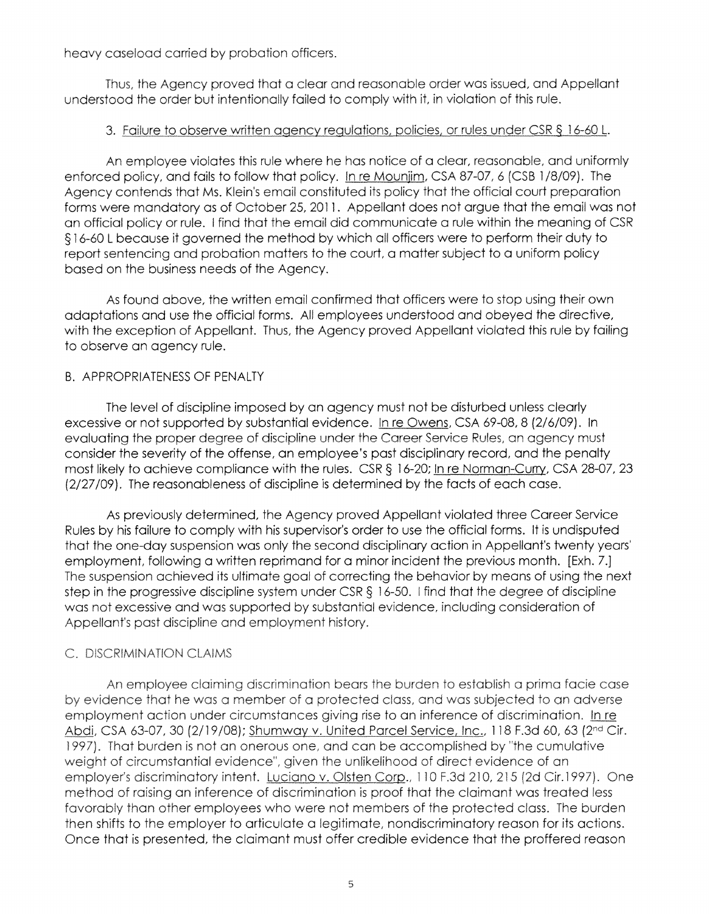heavy caseload carried by probation officers.

Thus, the Agency proved that a clear and reasonable order was issued, and Appellant understood the order but intentionally failed to comply with it, in violation of this rule.

3. Failure to observe written agency regulations, policies, or rules under CSR § 16-60 L.

An employee violates this rule where he has notice of a clear, reasonable, and uniformly enforced policy, and fails to follow that policy. In re Mounjim, CSA 87-07, 6 (CSB 1/8/09). The Agency contends that Ms. Klein's email constituted its policy that the official court preparation forms were mandatory as of October 25, 2011. Appellant does not argue that the email was not an official policy or rule. I find that the email did communicate a rule within the meaning of CSR §16-60 L because it governed the method by which all officers were to perform their duty to report sentencing and probation matters to the court, a matter subject to a uniform policy based on the business needs of the Agency.

As found above, the written email confirmed that officers were to stop using their own adaptations and use the official forms. All employees understood and obeyed the directive, with the exception of Appellant. Thus, the Agency proved Appellant violated this rule by failing to observe an agency rule.

B. APPROPRIATENESS OF PENALTY

The level of discipline imposed by an agency must not be disturbed unless clearly excessive or not supported by substantial evidence. In re Owens, CSA 69-08, 8 (2/6/09). In evaluating the proper degree of discipline under the Career Service Rules, an agency must consider the severity of the offense, an employee's past disciplinary record, and the penalty most likely to achieve compliance with the rules. CSR § 16-20; In re Norman-Curry, CSA 28-07, 23 (2/27/09). The reasonableness of discipline is determined by the facts of each case.

As previously determined, the Agency proved Appellant violated three Career Service Rules by his failure to comply with his supervisor's order to use the official forms. It is undisputed that the one-day suspension was only the second disciplinary action in Appellant's twenty years' employment, following a written reprimand for a minor incident the previous month. [Exh. 7.] The suspension achieved its ultimate goal of correcting the behavior by means of using the next step in the progressive discipline system under CSR § 16-50. I find that the degree of discipline was not excessive and was supported by substantial evidence, including consideration of Appellant's past discipline and employment history.

C. DISCRIMINATION CLAIMS

An employee claiming discrimination bears the burden to establish a prima facie case by evidence that he was a member of a protected class, and was subjected to an adverse employment action under circumstances giving rise to an inference of discrimination. In re Abdi, CSA 63-07, 30 (2/19/08); Shumway v. United Parcel Service, Inc., 118 F.3d 60, 63 (2nd Cir. 1997). That burden is not an onerous one, and can be accomplished by "the cumulative weight of circumstantial evidence", given the unlikelihood of direct evidence of an employer's discriminatory intent. Luciano v. Olsten Corp., 110 F.3d 210, 215 (2d Cir.1997). One method of raising an inference of discrimination is proof that the claimant was treated less favorably than other employees who were not members of the protected class. The burden then shifts to the employer to articulate a legitimate, nondiscriminatory reason for its actions. Once that is presented, the claimant must offer credible evidence that the proffered reason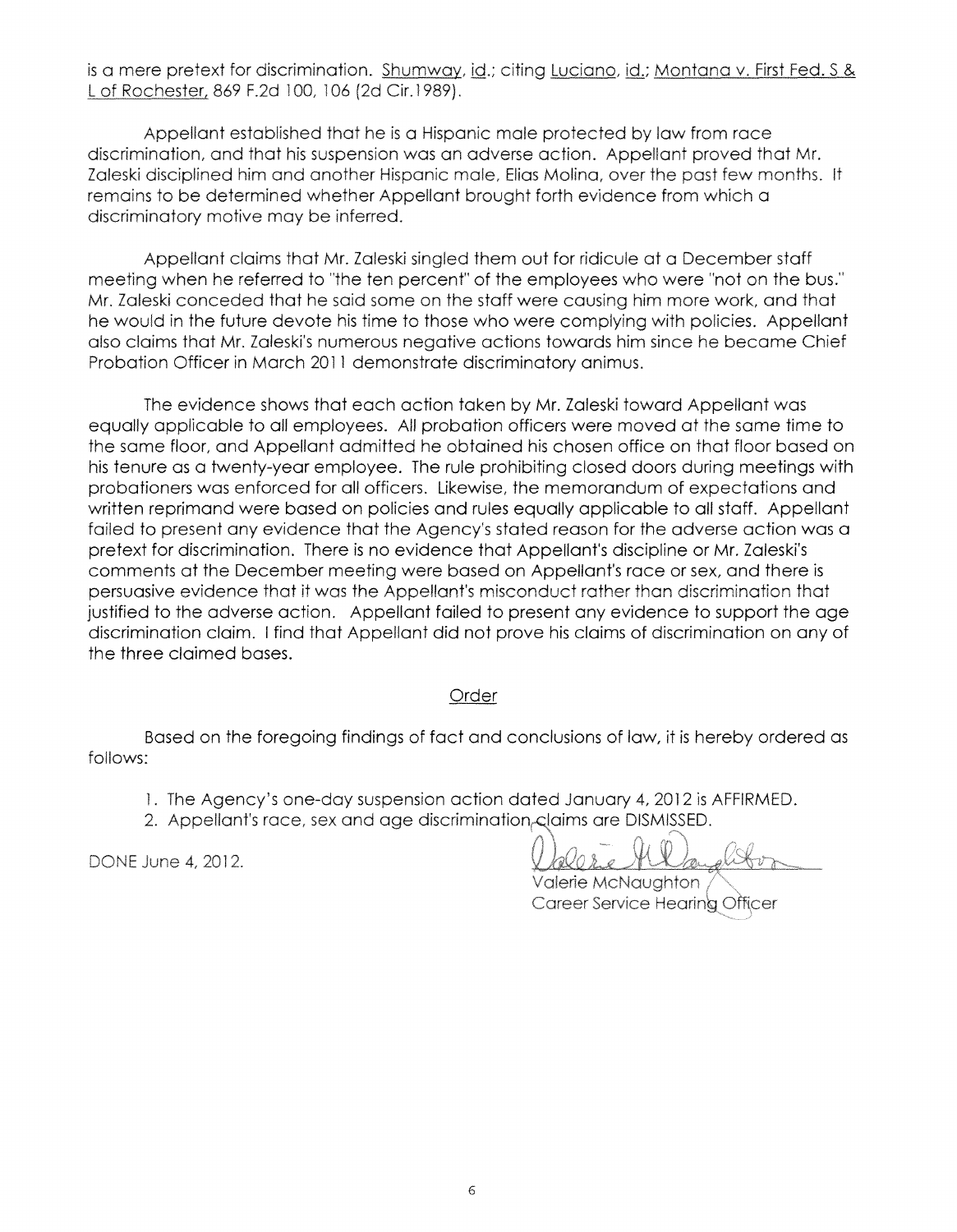is a mere pretext for discrimination. Shumway, id.; citing Luciano, id.; Montana v. First Fed. S & L of Rochester, 869 F.2d 100, 106 (2d Cir.1989).

Appellant established that he is a Hispanic male protected by law from race discrimination, and that his suspension was an adverse action. Appellant proved that Mr. Zaleski disciplined him and another Hispanic male, Elias Molina, over the past few months. It remains to be determined whether Appellant brought forth evidence from which a discriminatory motive may be inferred.

Appellant claims that Mr. Zaleski singled them out for ridicule at a December staff meeting when he referred to "the ten percent" of the employees who were "not on the bus." Mr. Zaleski conceded that he said some on the staff were causing him more work, and that he would in the future devote his time to those who were complying with policies. Appellant also claims that Mr. Zaleski's numerous negative actions towards him since he became Chief Probation Officer in March 2011 demonstrate discriminatory animus.

The evidence shows that each action taken by Mr. Zaleski toward Appellant was equally applicable to all employees. All probation officers were moved at the same time to the same floor, and Appellant admitted he obtained his chosen office on that floor based on his tenure as a twenty-year employee. The rule prohibiting closed doors during meetings with probationers was enforced for all officers. Likewise, the memorandum of expectations and written reprimand were based on policies and rules equally applicable to all staff. Appellant failed to present any evidence that the Agency's stated reason for the adverse action was a pretext for discrimination. There is no evidence that Appellant's discipline or Mr. Zaleski's comments at the December meeting were based on Appellant's race or sex, and there is persuasive evidence that it was the Appellant's misconduct rather than discrimination that justified to the adverse action. Appellant failed to present any evidence to support the age discrimination claim. I find that Appellant did not prove his claims of discrimination on any of the three claimed bases.

## Order

Based on the foregoing findings of fact and conclusions of law, it is hereby ordered as follows:

1. The Agency's one-day suspension action dated January 4, 2012 is AFFIRMED.
2. Appellant's race, sex and age discrimination claims are DISMISSED.

DONE June 4, 2012.

Valerie McNaughton
Career Service Hearing Officer